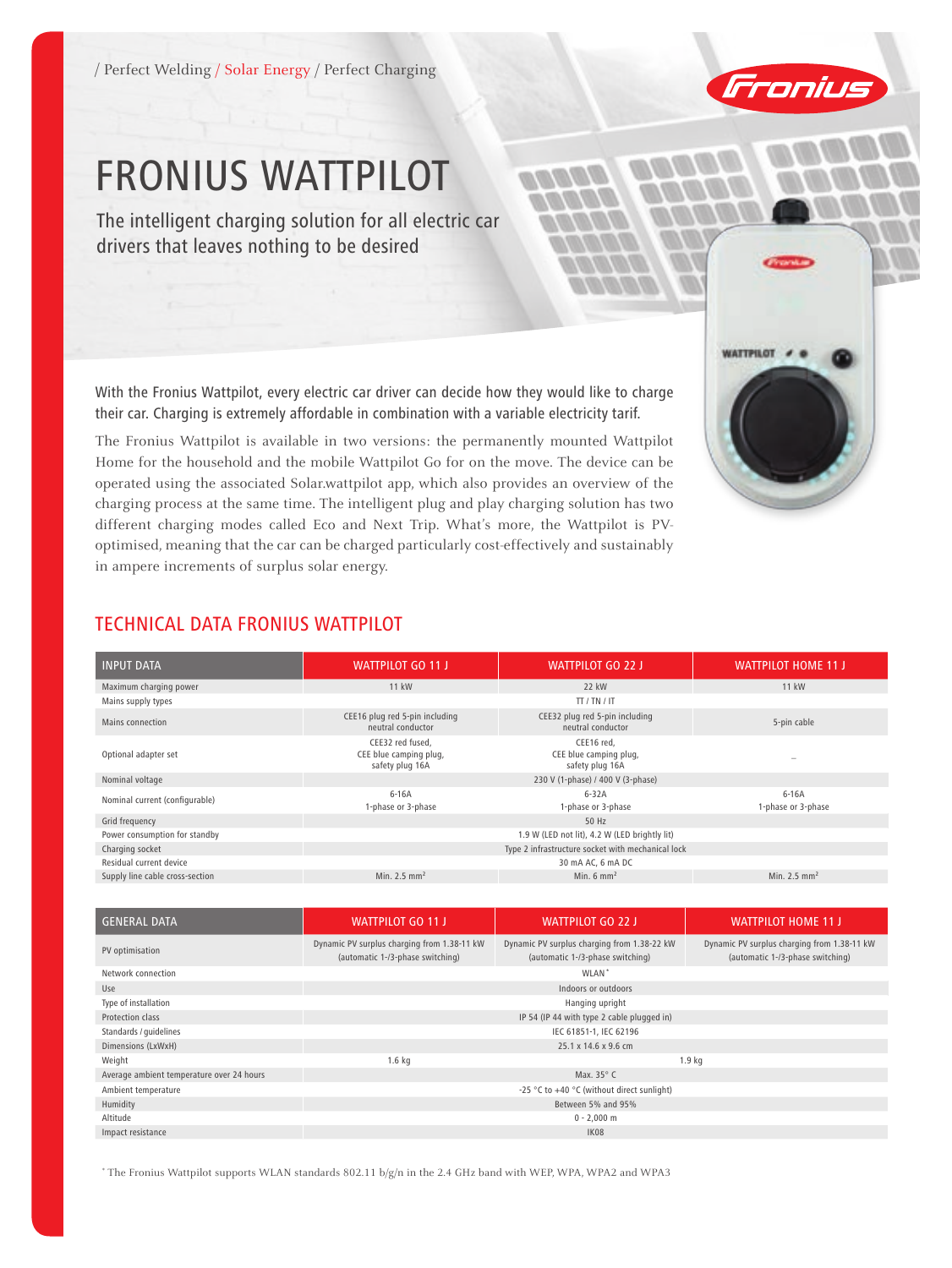/ Perfect Welding / Solar Energy / Perfect Charging

# FRONIUS WATTPILOT

The intelligent charging solution for all electric car drivers that leaves nothing to be desired

With the Fronius Wattpilot, every electric car driver can decide how they would like to charge their car. Charging is extremely affordable in combination with a variable electricity tarif.

The Fronius Wattpilot is available in two versions: the permanently mounted Wattpilot Home for the household and the mobile Wattpilot Go for on the move. The device can be operated using the associated Solar.wattpilot app, which also provides an overview of the charging process at the same time. The intelligent plug and play charging solution has two different charging modes called Eco and Next Trip. What's more, the Wattpilot is PV-optimised, meaning that the car can be charged particularly cost-effectively and sustainably in ampere increments of surplus solar energy.

## TECHNICAL DATA FRONIUS WATTPILOT

| INPUT DATA | WATTPILOT GO 11 J | WATTPILOT GO 22 J | WATTPILOT HOME 11 J |
|---|---|---|---|
| Maximum charging power | 11 kW | 22 kW | 11 kW |
| Mains supply types | TT / TN / IT | | |
| Mains connection | CEE16 plug red 5-pin including neutral conductor | CEE32 plug red 5-pin including neutral conductor | 5-pin cable |
| Optional adapter set | CEE32 red fused, CEE blue camping plug, safety plug 16A | CEE16 red, CEE blue camping plug, safety plug 16A | – |
| Nominal voltage | 230 V (1-phase) / 400 V (3-phase) | | |
| Nominal current (configurable) | 6-16A 1-phase or 3-phase | 6-32A 1-phase or 3-phase | 6-16A 1-phase or 3-phase |
| Grid frequency | 50 Hz | | |
| Power consumption for standby | 1.9 W (LED not lit), 4.2 W (LED brightly lit) | | |
| Charging socket | Type 2 infrastructure socket with mechanical lock | | |
| Residual current device | 30 mA AC, 6 mA DC | | |
| Supply line cable cross-section | Min. 2.5 mm² | Min. 6 mm² | Min. 2.5 mm² |

| GENERAL DATA | WATTPILOT GO 11 J | WATTPILOT GO 22 J | WATTPILOT HOME 11 J |
|---|---|---|---|
| PV optimisation | Dynamic PV surplus charging from 1.38-11 kW (automatic 1-/3-phase switching) | Dynamic PV surplus charging from 1.38-22 kW (automatic 1-/3-phase switching) | Dynamic PV surplus charging from 1.38-11 kW (automatic 1-/3-phase switching) |
| Network connection | WLAN* | | |
| Use | Indoors or outdoors | | |
| Type of installation | Hanging upright | | |
| Protection class | IP 54 (IP 44 with type 2 cable plugged in) | | |
| Standards / guidelines | IEC 61851-1, IEC 62196 | | |
| Dimensions (LxWxH) | 25.1 x 14.6 x 9.6 cm | | |
| Weight | 1.6 kg | 1.9 kg | |
| Average ambient temperature over 24 hours | Max. 35° C | | |
| Ambient temperature | -25 °C to +40 °C (without direct sunlight) | | |
| Humidity | Between 5% and 95% | | |
| Altitude | 0 - 2,000 m | | |
| Impact resistance | IK08 | | |

* The Fronius Wattpilot supports WLAN standards 802.11 b/g/n in the 2.4 GHz band with WEP, WPA, WPA2 and WPA3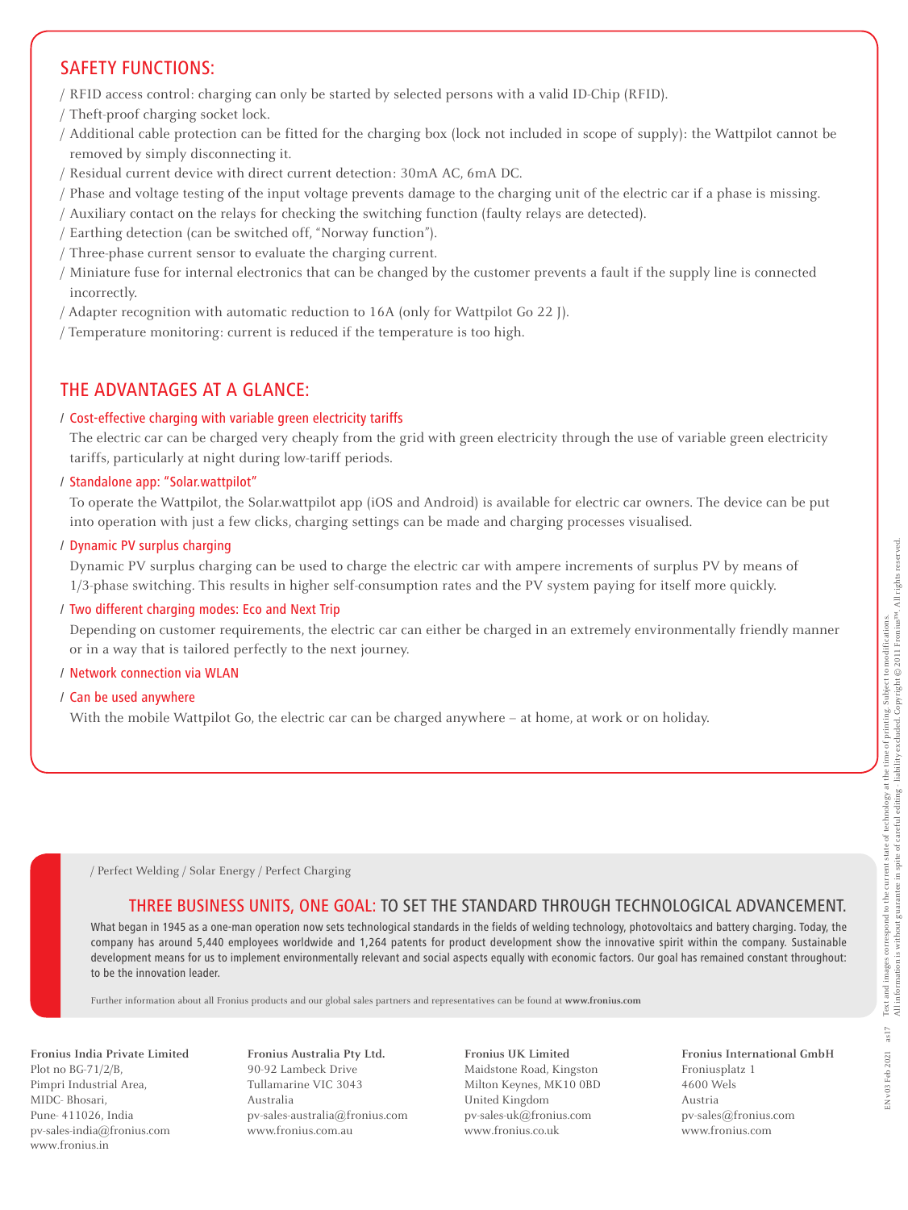## SAFETY FUNCTIONS:

/ RFID access control: charging can only be started by selected persons with a valid ID-Chip (RFID).
/ Theft-proof charging socket lock.
/ Additional cable protection can be fitted for the charging box (lock not included in scope of supply): the Wattpilot cannot be removed by simply disconnecting it.
/ Residual current device with direct current detection: 30mA AC, 6mA DC.
/ Phase and voltage testing of the input voltage prevents damage to the charging unit of the electric car if a phase is missing.
/ Auxiliary contact on the relays for checking the switching function (faulty relays are detected).
/ Earthing detection (can be switched off, "Norway function").
/ Three-phase current sensor to evaluate the charging current.
/ Miniature fuse for internal electronics that can be changed by the customer prevents a fault if the supply line is connected incorrectly.
/ Adapter recognition with automatic reduction to 16A (only for Wattpilot Go 22 J).
/ Temperature monitoring: current is reduced if the temperature is too high.

## THE ADVANTAGES AT A GLANCE:

/ Cost-effective charging with variable green electricity tariffs

The electric car can be charged very cheaply from the grid with green electricity through the use of variable green electricity tariffs, particularly at night during low-tariff periods.

/ Standalone app: "Solar.wattpilot"

To operate the Wattpilot, the Solar.wattpilot app (iOS and Android) is available for electric car owners. The device can be put into operation with just a few clicks, charging settings can be made and charging processes visualised.

/ Dynamic PV surplus charging

Dynamic PV surplus charging can be used to charge the electric car with ampere increments of surplus PV by means of 1/3-phase switching. This results in higher self-consumption rates and the PV system paying for itself more quickly.

/ Two different charging modes: Eco and Next Trip

Depending on customer requirements, the electric car can either be charged in an extremely environmentally friendly manner or in a way that is tailored perfectly to the next journey.

/ Network connection via WLAN

/ Can be used anywhere

With the mobile Wattpilot Go, the electric car can be charged anywhere – at home, at work or on holiday.

/ Perfect Welding / Solar Energy / Perfect Charging

## THREE BUSINESS UNITS, ONE GOAL: TO SET THE STANDARD THROUGH TECHNOLOGICAL ADVANCEMENT.

What began in 1945 as a one-man operation now sets technological standards in the fields of welding technology, photovoltaics and battery charging. Today, the company has around 5,440 employees worldwide and 1,264 patents for product development show the innovative spirit within the company. Sustainable development means for us to implement environmentally relevant and social aspects equally with economic factors. Our goal has remained constant throughout: to be the innovation leader.

Further information about all Fronius products and our global sales partners and representatives can be found at **www.fronius.com**

**Fronius India Private Limited**
Plot no BG-71/2/B,
Pimpri Industrial Area,
MIDC- Bhosari,
Pune- 411026, India
pv-sales-india@fronius.com
www.fronius.in

**Fronius Australia Pty Ltd.**
90-92 Lambeck Drive
Tullamarine VIC 3043
Australia
pv-sales-australia@fronius.com
www.fronius.com.au

**Fronius UK Limited**
Maidstone Road, Kingston
Milton Keynes, MK10 0BD
United Kingdom
pv-sales-uk@fronius.com
www.fronius.co.uk

**Fronius International GmbH**
Froniusplatz 1
4600 Wels
Austria
pv-sales@fronius.com
www.fronius.com

EN v03 Feb 2021 as17 Text and images correspond to the current state of technology at the time of printing. Subject to modifications. All information is without guarantee in spite of careful editing - liability excluded. Copyright © 2011 Fronius™. All rights reserved.